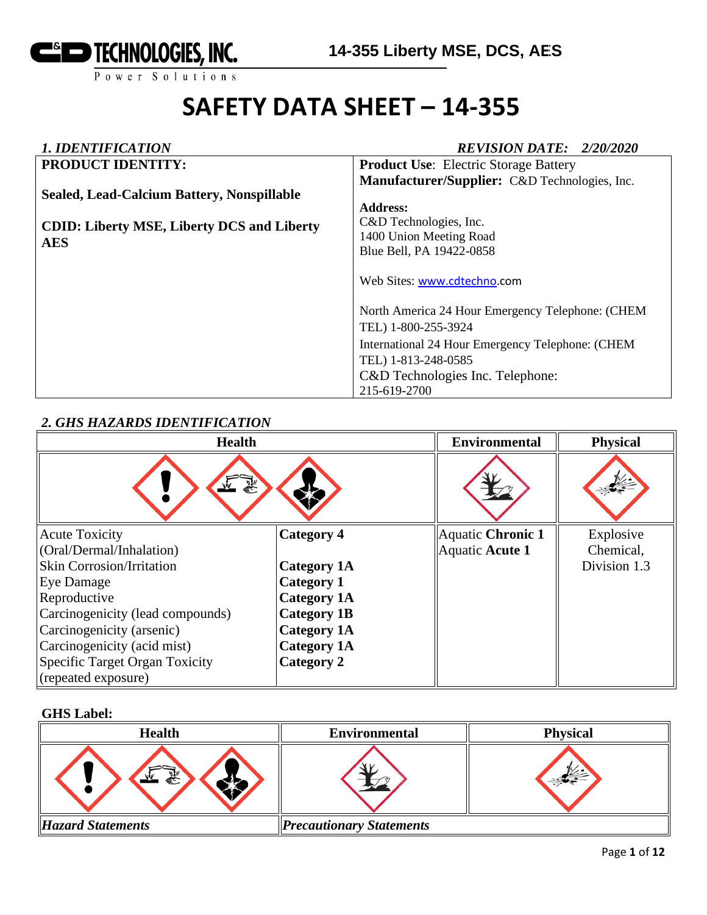# SAFETY DATA SHEET – 14-355

## 1. IDENTIFICATION

*REVISION DATE: 2/20/2020*

| PRODUCT IDENTITY: | **Product Use**: Electric Storage Battery |
|---|---|
| **Sealed, Lead-Calcium Battery, Nonspillable** | **Manufacturer/Supplier:** C&D Technologies, Inc. |
| **CDID: Liberty MSE, Liberty DCS and Liberty AES** | **Address:** C&D Technologies, Inc. 1400 Union Meeting Road Blue Bell, PA 19422-0858 |
| | Web Sites: www.cdtechno.com |
| | North America 24 Hour Emergency Telephone: (CHEM TEL) 1-800-255-3924 |
| | International 24 Hour Emergency Telephone: (CHEM TEL) 1-813-248-0585 |
| | C&D Technologies Inc. Telephone: 215-619-2700 |

## 2. GHS HAZARDS IDENTIFICATION

| Health | | Environmental | Physical |
|---|---|---|---|
| Acute Toxicity (Oral/Dermal/Inhalation) | **Category 4** | Aquatic **Chronic 1** | Explosive Chemical, Division 1.3 |
| Skin Corrosion/Irritation | **Category 1A** | Aquatic **Acute 1** | |
| Eye Damage | **Category 1** | | |
| Reproductive | **Category 1A** | | |
| Carcinogenicity (lead compounds) | **Category 1B** | | |
| Carcinogenicity (arsenic) | **Category 1A** | | |
| Carcinogenicity (acid mist) | **Category 1A** | | |
| Specific Target Organ Toxicity (repeated exposure) | **Category 2** | | |

**GHS Label:**

| Health | Environmental | Physical |
|---|---|---|
| ***Hazard Statements*** | ***Precautionary Statements*** | |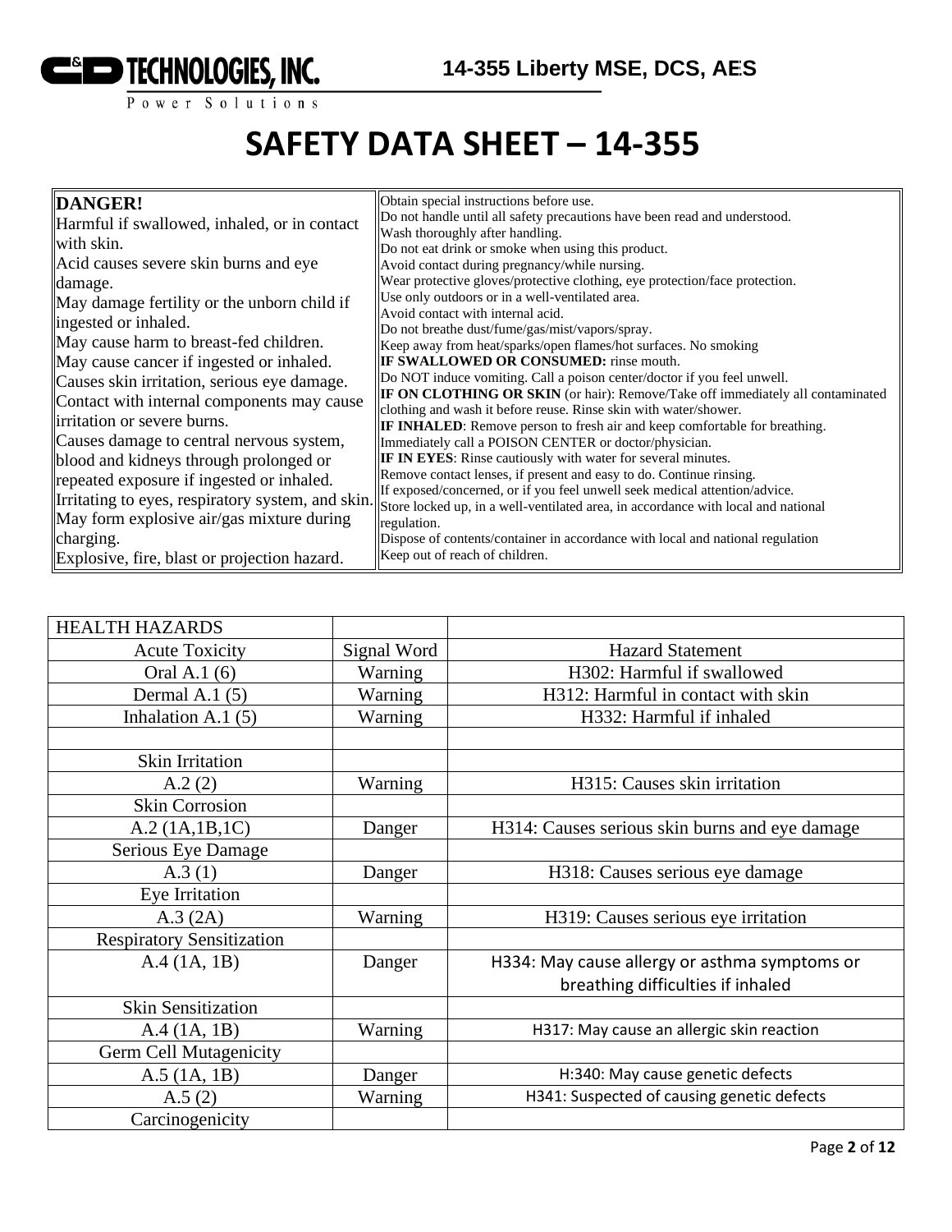# SAFETY DATA SHEET – 14-355

| **DANGER!**<br>Harmful if swallowed, inhaled, or in contact with skin.<br>Acid causes severe skin burns and eye damage.<br>May damage fertility or the unborn child if ingested or inhaled.<br>May cause harm to breast-fed children.<br>May cause cancer if ingested or inhaled.<br>Causes skin irritation, serious eye damage.<br>Contact with internal components may cause irritation or severe burns.<br>Causes damage to central nervous system, blood and kidneys through prolonged or repeated exposure if ingested or inhaled.<br>Irritating to eyes, respiratory system, and skin.<br>May form explosive air/gas mixture during charging.<br>Explosive, fire, blast or projection hazard. | Obtain special instructions before use.<br>Do not handle until all safety precautions have been read and understood.<br>Wash thoroughly after handling.<br>Do not eat drink or smoke when using this product.<br>Avoid contact during pregnancy/while nursing.<br>Wear protective gloves/protective clothing, eye protection/face protection.<br>Use only outdoors or in a well-ventilated area.<br>Avoid contact with internal acid.<br>Do not breathe dust/fume/gas/mist/vapors/spray.<br>Keep away from heat/sparks/open flames/hot surfaces. No smoking<br>**IF SWALLOWED OR CONSUMED:** rinse mouth.<br>Do NOT induce vomiting. Call a poison center/doctor if you feel unwell.<br>**IF ON CLOTHING OR SKIN** (or hair): Remove/Take off immediately all contaminated clothing and wash it before reuse. Rinse skin with water/shower.<br>**IF INHALED**: Remove person to fresh air and keep comfortable for breathing.<br>Immediately call a POISON CENTER or doctor/physician.<br>**IF IN EYES**: Rinse cautiously with water for several minutes.<br>Remove contact lenses, if present and easy to do. Continue rinsing.<br>If exposed/concerned, or if you feel unwell seek medical attention/advice.<br>Store locked up, in a well-ventilated area, in accordance with local and national regulation.<br>Dispose of contents/container in accordance with local and national regulation<br>Keep out of reach of children. |
|---|---|

| HEALTH HAZARDS | | |
|---|---|---|
| Acute Toxicity | Signal Word | Hazard Statement |
| Oral A.1 (6) | Warning | H302: Harmful if swallowed |
| Dermal A.1 (5) | Warning | H312: Harmful in contact with skin |
| Inhalation A.1 (5) | Warning | H332: Harmful if inhaled |
| | | |
| Skin Irritation | | |
| A.2 (2) | Warning | H315: Causes skin irritation |
| Skin Corrosion | | |
| A.2 (1A,1B,1C) | Danger | H314: Causes serious skin burns and eye damage |
| Serious Eye Damage | | |
| A.3 (1) | Danger | H318: Causes serious eye damage |
| Eye Irritation | | |
| A.3 (2A) | Warning | H319: Causes serious eye irritation |
| Respiratory Sensitization | | |
| A.4 (1A, 1B) | Danger | H334: May cause allergy or asthma symptoms or breathing difficulties if inhaled |
| Skin Sensitization | | |
| A.4 (1A, 1B) | Warning | H317: May cause an allergic skin reaction |
| Germ Cell Mutagenicity | | |
| A.5 (1A, 1B) | Danger | H:340: May cause genetic defects |
| A.5 (2) | Warning | H341: Suspected of causing genetic defects |
| Carcinogenicity | | |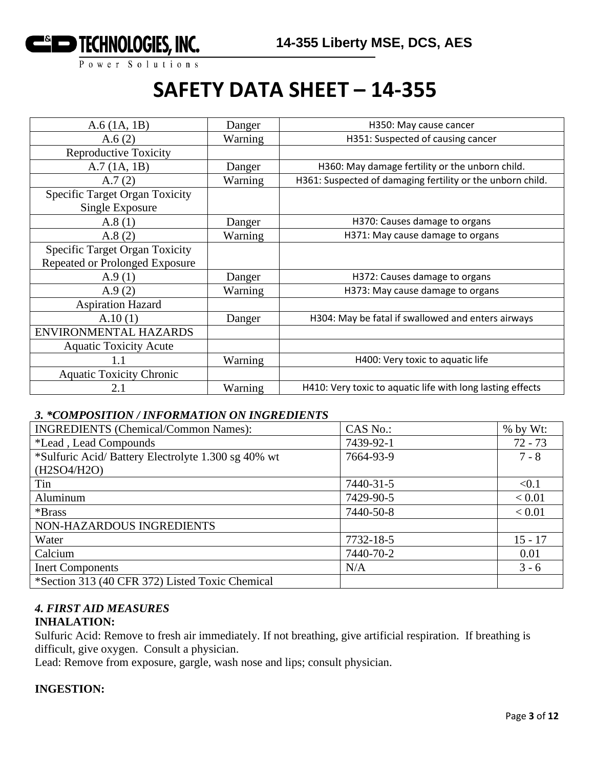# SAFETY DATA SHEET – 14-355

| A.6 (1A, 1B) | Danger | H350: May cause cancer |
|---|---|---|
| A.6 (2) | Warning | H351: Suspected of causing cancer |
| Reproductive Toxicity | | |
| A.7 (1A, 1B) | Danger | H360: May damage fertility or the unborn child. |
| A.7 (2) | Warning | H361: Suspected of damaging fertility or the unborn child. |
| Specific Target Organ Toxicity Single Exposure | | |
| A.8 (1) | Danger | H370: Causes damage to organs |
| A.8 (2) | Warning | H371: May cause damage to organs |
| Specific Target Organ Toxicity Repeated or Prolonged Exposure | | |
| A.9 (1) | Danger | H372: Causes damage to organs |
| A.9 (2) | Warning | H373: May cause damage to organs |
| Aspiration Hazard | | |
| A.10 (1) | Danger | H304: May be fatal if swallowed and enters airways |
| ENVIRONMENTAL HAZARDS | | |
| Aquatic Toxicity Acute | | |
| 1.1 | Warning | H400: Very toxic to aquatic life |
| Aquatic Toxicity Chronic | | |
| 2.1 | Warning | H410: Very toxic to aquatic life with long lasting effects |

### *3. *COMPOSITION / INFORMATION ON INGREDIENTS*

| INGREDIENTS (Chemical/Common Names): | CAS No.: | % by Wt: |
|---|---|---|
| *Lead , Lead Compounds | 7439-92-1 | 72 - 73 |
| *Sulfuric Acid/ Battery Electrolyte 1.300 sg 40% wt (H2SO4/H2O) | 7664-93-9 | 7 - 8 |
| Tin | 7440-31-5 | <0.1 |
| Aluminum | 7429-90-5 | < 0.01 |
| *Brass | 7440-50-8 | < 0.01 |
| NON-HAZARDOUS INGREDIENTS | | |
| Water | 7732-18-5 | 15 - 17 |
| Calcium | 7440-70-2 | 0.01 |
| Inert Components | N/A | 3 - 6 |
| *Section 313 (40 CFR 372) Listed Toxic Chemical | | |

### *4. FIRST AID MEASURES*

**INHALATION:**

Sulfuric Acid: Remove to fresh air immediately. If not breathing, give artificial respiration. If breathing is difficult, give oxygen. Consult a physician.

Lead: Remove from exposure, gargle, wash nose and lips; consult physician.

**INGESTION:**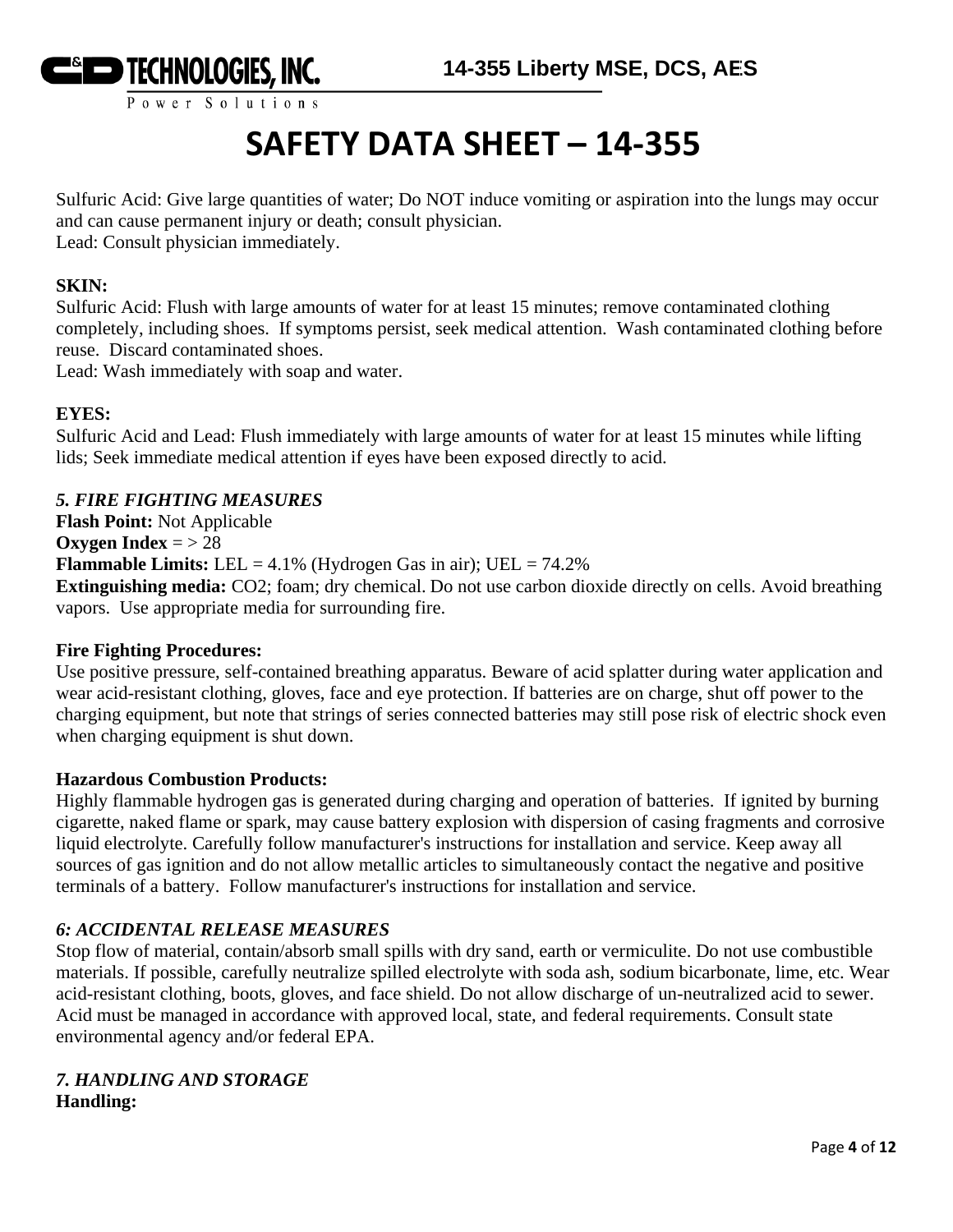# SAFETY DATA SHEET – 14-355

Sulfuric Acid: Give large quantities of water; Do NOT induce vomiting or aspiration into the lungs may occur and can cause permanent injury or death; consult physician.
Lead: Consult physician immediately.

**SKIN:**
Sulfuric Acid: Flush with large amounts of water for at least 15 minutes; remove contaminated clothing completely, including shoes. If symptoms persist, seek medical attention. Wash contaminated clothing before reuse. Discard contaminated shoes.
Lead: Wash immediately with soap and water.

**EYES:**
Sulfuric Acid and Lead: Flush immediately with large amounts of water for at least 15 minutes while lifting lids; Seek immediate medical attention if eyes have been exposed directly to acid.

### *5. FIRE FIGHTING MEASURES*

**Flash Point:** Not Applicable
**Oxygen Index** = > 28
**Flammable Limits:** LEL = 4.1% (Hydrogen Gas in air); UEL = 74.2%
**Extinguishing media:** CO2; foam; dry chemical. Do not use carbon dioxide directly on cells. Avoid breathing vapors. Use appropriate media for surrounding fire.

**Fire Fighting Procedures:**
Use positive pressure, self-contained breathing apparatus. Beware of acid splatter during water application and wear acid-resistant clothing, gloves, face and eye protection. If batteries are on charge, shut off power to the charging equipment, but note that strings of series connected batteries may still pose risk of electric shock even when charging equipment is shut down.

**Hazardous Combustion Products:**
Highly flammable hydrogen gas is generated during charging and operation of batteries. If ignited by burning cigarette, naked flame or spark, may cause battery explosion with dispersion of casing fragments and corrosive liquid electrolyte. Carefully follow manufacturer's instructions for installation and service. Keep away all sources of gas ignition and do not allow metallic articles to simultaneously contact the negative and positive terminals of a battery. Follow manufacturer's instructions for installation and service.

### *6: ACCIDENTAL RELEASE MEASURES*

Stop flow of material, contain/absorb small spills with dry sand, earth or vermiculite. Do not use combustible materials. If possible, carefully neutralize spilled electrolyte with soda ash, sodium bicarbonate, lime, etc. Wear acid-resistant clothing, boots, gloves, and face shield. Do not allow discharge of un-neutralized acid to sewer. Acid must be managed in accordance with approved local, state, and federal requirements. Consult state environmental agency and/or federal EPA.

### *7. HANDLING AND STORAGE*

**Handling:**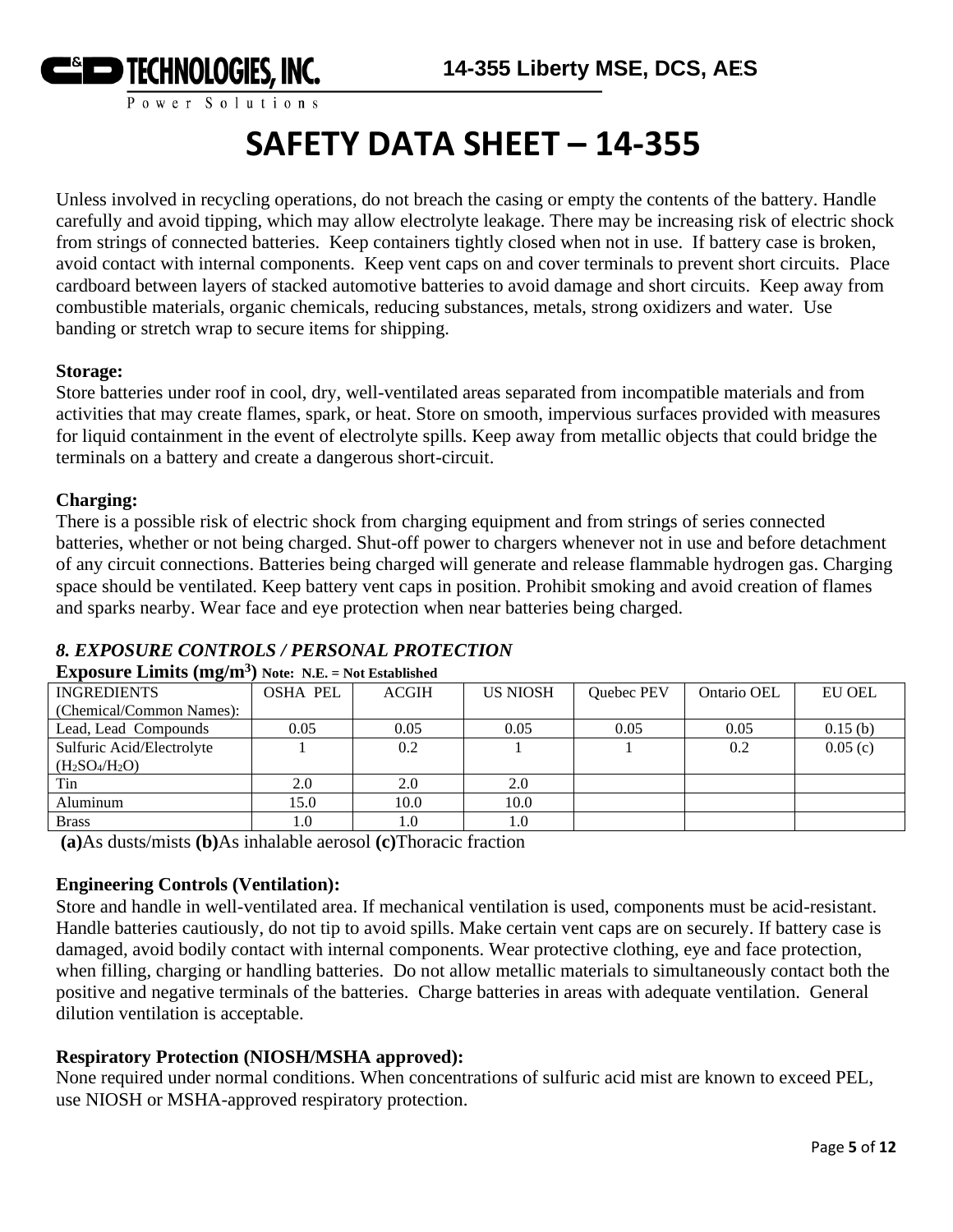# SAFETY DATA SHEET – 14-355

Unless involved in recycling operations, do not breach the casing or empty the contents of the battery. Handle carefully and avoid tipping, which may allow electrolyte leakage. There may be increasing risk of electric shock from strings of connected batteries. Keep containers tightly closed when not in use. If battery case is broken, avoid contact with internal components. Keep vent caps on and cover terminals to prevent short circuits. Place cardboard between layers of stacked automotive batteries to avoid damage and short circuits. Keep away from combustible materials, organic chemicals, reducing substances, metals, strong oxidizers and water. Use banding or stretch wrap to secure items for shipping.

**Storage:**
Store batteries under roof in cool, dry, well-ventilated areas separated from incompatible materials and from activities that may create flames, spark, or heat. Store on smooth, impervious surfaces provided with measures for liquid containment in the event of electrolyte spills. Keep away from metallic objects that could bridge the terminals on a battery and create a dangerous short-circuit.

**Charging:**
There is a possible risk of electric shock from charging equipment and from strings of series connected batteries, whether or not being charged. Shut-off power to chargers whenever not in use and before detachment of any circuit connections. Batteries being charged will generate and release flammable hydrogen gas. Charging space should be ventilated. Keep battery vent caps in position. Prohibit smoking and avoid creation of flames and sparks nearby. Wear face and eye protection when near batteries being charged.

## *8. EXPOSURE CONTROLS / PERSONAL PROTECTION*

**Exposure Limits ($mg/m^3$)** **Note: N.E. = Not Established**

| INGREDIENTS (Chemical/Common Names): | OSHA PEL | ACGIH | US NIOSH | Quebec PEV | Ontario OEL | EU OEL |
|---|---|---|---|---|---|---|
| Lead, Lead Compounds | 0.05 | 0.05 | 0.05 | 0.05 | 0.05 | 0.15 (b) |
| Sulfuric Acid/Electrolyte ($H_2SO_4$/$H_2O$) | 1 | 0.2 | 1 | 1 | 0.2 | 0.05 (c) |
| Tin | 2.0 | 2.0 | 2.0 | | | |
| Aluminum | 15.0 | 10.0 | 10.0 | | | |
| Brass | 1.0 | 1.0 | 1.0 | | | |

**(a)**As dusts/mists **(b)**As inhalable aerosol **(c)**Thoracic fraction

**Engineering Controls (Ventilation):**
Store and handle in well-ventilated area. If mechanical ventilation is used, components must be acid-resistant. Handle batteries cautiously, do not tip to avoid spills. Make certain vent caps are on securely. If battery case is damaged, avoid bodily contact with internal components. Wear protective clothing, eye and face protection, when filling, charging or handling batteries. Do not allow metallic materials to simultaneously contact both the positive and negative terminals of the batteries. Charge batteries in areas with adequate ventilation. General dilution ventilation is acceptable.

**Respiratory Protection (NIOSH/MSHA approved):**
None required under normal conditions. When concentrations of sulfuric acid mist are known to exceed PEL, use NIOSH or MSHA-approved respiratory protection.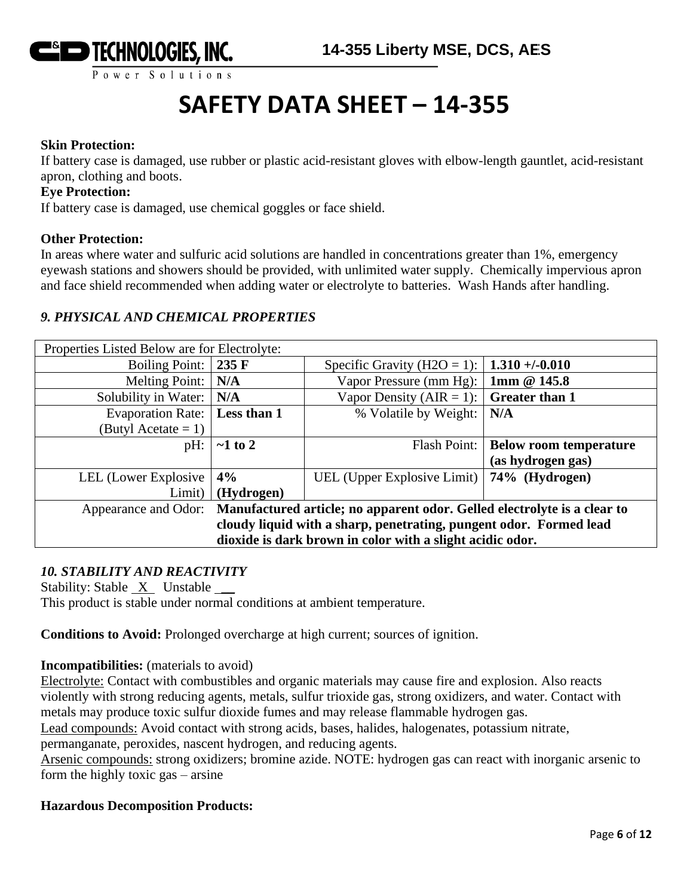# SAFETY DATA SHEET – 14-355

**Skin Protection:**
If battery case is damaged, use rubber or plastic acid-resistant gloves with elbow-length gauntlet, acid-resistant apron, clothing and boots.

**Eye Protection:**
If battery case is damaged, use chemical goggles or face shield.

**Other Protection:**
In areas where water and sulfuric acid solutions are handled in concentrations greater than 1%, emergency eyewash stations and showers should be provided, with unlimited water supply. Chemically impervious apron and face shield recommended when adding water or electrolyte to batteries. Wash Hands after handling.

## *9. PHYSICAL AND CHEMICAL PROPERTIES*

| Properties Listed Below are for Electrolyte: | | | |
|---|---|---|---|
| Boiling Point: | **235 F** | Specific Gravity ($H_2O$ = 1): | **1.310 +/-0.010** |
| Melting Point: | **N/A** | Vapor Pressure (mm Hg): | **1mm @ 145.8** |
| Solubility in Water: | **N/A** | Vapor Density (AIR = 1): | **Greater than 1** |
| Evaporation Rate: (Butyl Acetate = 1) | **Less than 1** | % Volatile by Weight: | **N/A** |
| pH: | **~1 to 2** | Flash Point: | **Below room temperature (as hydrogen gas)** |
| LEL (Lower Explosive Limit) | **4% (Hydrogen)** | UEL (Upper Explosive Limit) | **74% (Hydrogen)** |
| Appearance and Odor: | **Manufactured article; no apparent odor. Gelled electrolyte is a clear to cloudy liquid with a sharp, penetrating, pungent odor. Formed lead dioxide is dark brown in color with a slight acidic odor.** | | |

## *10. STABILITY AND REACTIVITY*

Stability: Stable \_X\_ Unstable \_\_

This product is stable under normal conditions at ambient temperature.

**Conditions to Avoid:** Prolonged overcharge at high current; sources of ignition.

**Incompatibilities:** (materials to avoid)

Electrolyte: Contact with combustibles and organic materials may cause fire and explosion. Also reacts violently with strong reducing agents, metals, sulfur trioxide gas, strong oxidizers, and water. Contact with metals may produce toxic sulfur dioxide fumes and may release flammable hydrogen gas.

Lead compounds: Avoid contact with strong acids, bases, halides, halogenates, potassium nitrate, permanganate, peroxides, nascent hydrogen, and reducing agents.

Arsenic compounds: strong oxidizers; bromine azide. NOTE: hydrogen gas can react with inorganic arsenic to form the highly toxic gas – arsine

**Hazardous Decomposition Products:**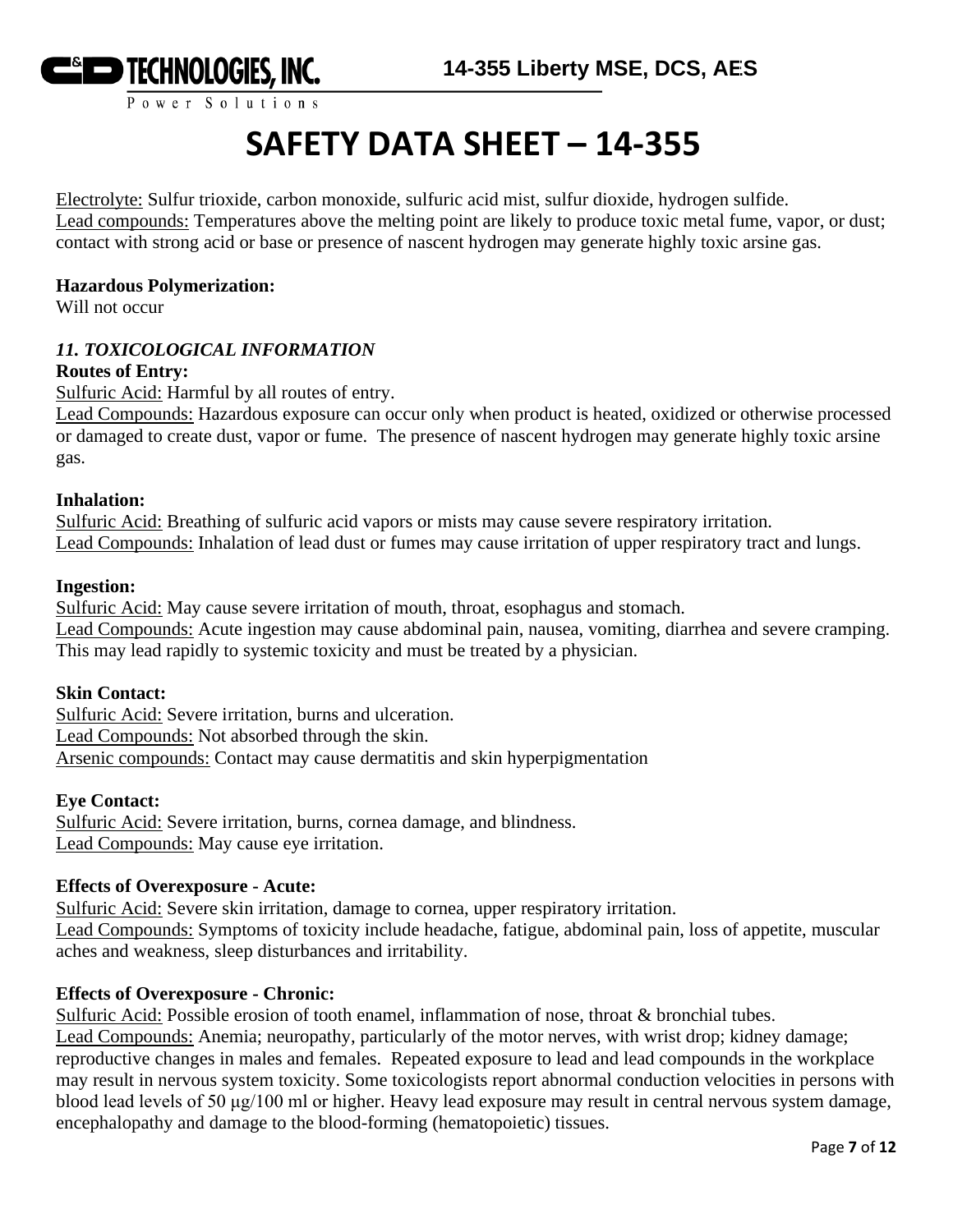# SAFETY DATA SHEET – 14-355

Electrolyte: Sulfur trioxide, carbon monoxide, sulfuric acid mist, sulfur dioxide, hydrogen sulfide.
Lead compounds: Temperatures above the melting point are likely to produce toxic metal fume, vapor, or dust; contact with strong acid or base or presence of nascent hydrogen may generate highly toxic arsine gas.

**Hazardous Polymerization:**
Will not occur

***11. TOXICOLOGICAL INFORMATION***

**Routes of Entry:**
Sulfuric Acid: Harmful by all routes of entry.
Lead Compounds: Hazardous exposure can occur only when product is heated, oxidized or otherwise processed or damaged to create dust, vapor or fume. The presence of nascent hydrogen may generate highly toxic arsine gas.

**Inhalation:**
Sulfuric Acid: Breathing of sulfuric acid vapors or mists may cause severe respiratory irritation.
Lead Compounds: Inhalation of lead dust or fumes may cause irritation of upper respiratory tract and lungs.

**Ingestion:**
Sulfuric Acid: May cause severe irritation of mouth, throat, esophagus and stomach.
Lead Compounds: Acute ingestion may cause abdominal pain, nausea, vomiting, diarrhea and severe cramping. This may lead rapidly to systemic toxicity and must be treated by a physician.

**Skin Contact:**
Sulfuric Acid: Severe irritation, burns and ulceration.
Lead Compounds: Not absorbed through the skin.
Arsenic compounds: Contact may cause dermatitis and skin hyperpigmentation

**Eye Contact:**
Sulfuric Acid: Severe irritation, burns, cornea damage, and blindness.
Lead Compounds: May cause eye irritation.

**Effects of Overexposure - Acute:**
Sulfuric Acid: Severe skin irritation, damage to cornea, upper respiratory irritation.
Lead Compounds: Symptoms of toxicity include headache, fatigue, abdominal pain, loss of appetite, muscular aches and weakness, sleep disturbances and irritability.

**Effects of Overexposure - Chronic:**
Sulfuric Acid: Possible erosion of tooth enamel, inflammation of nose, throat & bronchial tubes.
Lead Compounds: Anemia; neuropathy, particularly of the motor nerves, with wrist drop; kidney damage; reproductive changes in males and females. Repeated exposure to lead and lead compounds in the workplace may result in nervous system toxicity. Some toxicologists report abnormal conduction velocities in persons with blood lead levels of 50 μg/100 ml or higher. Heavy lead exposure may result in central nervous system damage, encephalopathy and damage to the blood-forming (hematopoietic) tissues.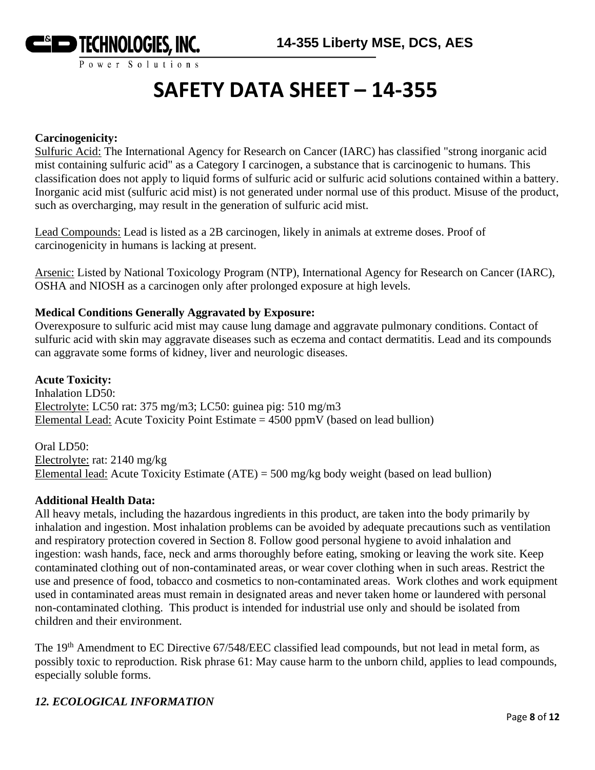**Carcinogenicity:**

Sulfuric Acid: The International Agency for Research on Cancer (IARC) has classified "strong inorganic acid mist containing sulfuric acid" as a Category I carcinogen, a substance that is carcinogenic to humans. This classification does not apply to liquid forms of sulfuric acid or sulfuric acid solutions contained within a battery. Inorganic acid mist (sulfuric acid mist) is not generated under normal use of this product. Misuse of the product, such as overcharging, may result in the generation of sulfuric acid mist.

Lead Compounds: Lead is listed as a 2B carcinogen, likely in animals at extreme doses. Proof of carcinogenicity in humans is lacking at present.

Arsenic: Listed by National Toxicology Program (NTP), International Agency for Research on Cancer (IARC), OSHA and NIOSH as a carcinogen only after prolonged exposure at high levels.

**Medical Conditions Generally Aggravated by Exposure:**

Overexposure to sulfuric acid mist may cause lung damage and aggravate pulmonary conditions. Contact of sulfuric acid with skin may aggravate diseases such as eczema and contact dermatitis. Lead and its compounds can aggravate some forms of kidney, liver and neurologic diseases.

**Acute Toxicity:**

Inhalation LD50:
Electrolyte: LC50 rat: 375 mg/m3; LC50: guinea pig: 510 mg/m3
Elemental Lead: Acute Toxicity Point Estimate = 4500 ppmV (based on lead bullion)

Oral LD50:
Electrolyte: rat: 2140 mg/kg
Elemental lead: Acute Toxicity Estimate (ATE) = 500 mg/kg body weight (based on lead bullion)

**Additional Health Data:**

All heavy metals, including the hazardous ingredients in this product, are taken into the body primarily by inhalation and ingestion. Most inhalation problems can be avoided by adequate precautions such as ventilation and respiratory protection covered in Section 8. Follow good personal hygiene to avoid inhalation and ingestion: wash hands, face, neck and arms thoroughly before eating, smoking or leaving the work site. Keep contaminated clothing out of non-contaminated areas, or wear cover clothing when in such areas. Restrict the use and presence of food, tobacco and cosmetics to non-contaminated areas. Work clothes and work equipment used in contaminated areas must remain in designated areas and never taken home or laundered with personal non-contaminated clothing. This product is intended for industrial use only and should be isolated from children and their environment.

The 19th Amendment to EC Directive 67/548/EEC classified lead compounds, but not lead in metal form, as possibly toxic to reproduction. Risk phrase 61: May cause harm to the unborn child, applies to lead compounds, especially soluble forms.

## *12. ECOLOGICAL INFORMATION*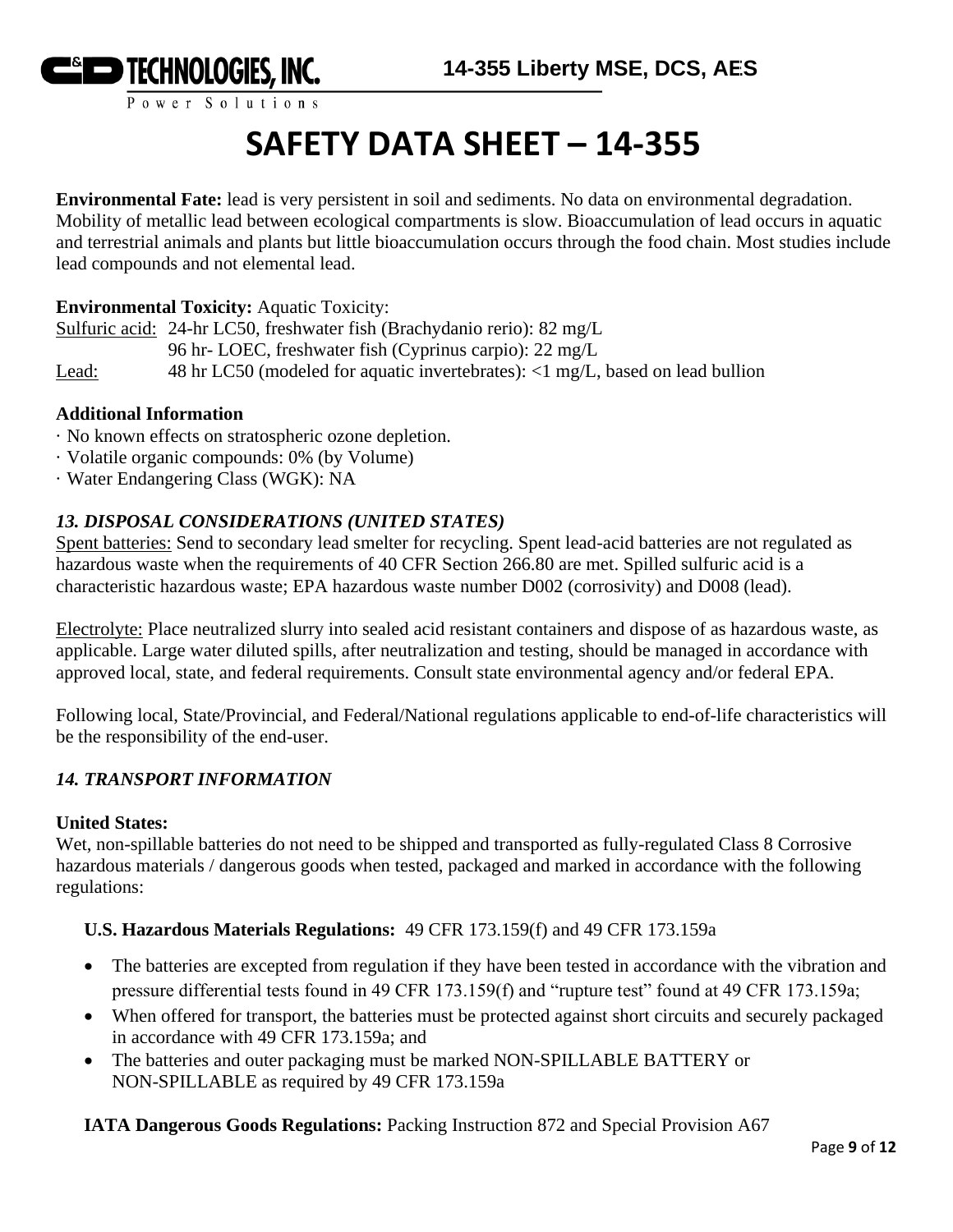# SAFETY DATA SHEET – 14-355

**Environmental Fate:** lead is very persistent in soil and sediments. No data on environmental degradation. Mobility of metallic lead between ecological compartments is slow. Bioaccumulation of lead occurs in aquatic and terrestrial animals and plants but little bioaccumulation occurs through the food chain. Most studies include lead compounds and not elemental lead.

**Environmental Toxicity:** Aquatic Toxicity:

Sulfuric acid: 24-hr LC50, freshwater fish (Brachydanio rerio): 82 mg/L
96 hr- LOEC, freshwater fish (Cyprinus carpio): 22 mg/L

Lead: 48 hr LC50 (modeled for aquatic invertebrates): <1 mg/L, based on lead bullion

**Additional Information**

· No known effects on stratospheric ozone depletion.
· Volatile organic compounds: 0% (by Volume)
· Water Endangering Class (WGK): NA

### *13. DISPOSAL CONSIDERATIONS (UNITED STATES)*

Spent batteries: Send to secondary lead smelter for recycling. Spent lead-acid batteries are not regulated as hazardous waste when the requirements of 40 CFR Section 266.80 are met. Spilled sulfuric acid is a characteristic hazardous waste; EPA hazardous waste number D002 (corrosivity) and D008 (lead).

Electrolyte: Place neutralized slurry into sealed acid resistant containers and dispose of as hazardous waste, as applicable. Large water diluted spills, after neutralization and testing, should be managed in accordance with approved local, state, and federal requirements. Consult state environmental agency and/or federal EPA.

Following local, State/Provincial, and Federal/National regulations applicable to end-of-life characteristics will be the responsibility of the end-user.

### *14. TRANSPORT INFORMATION*

**United States:**

Wet, non-spillable batteries do not need to be shipped and transported as fully-regulated Class 8 Corrosive hazardous materials / dangerous goods when tested, packaged and marked in accordance with the following regulations:

**U.S. Hazardous Materials Regulations:** 49 CFR 173.159(f) and 49 CFR 173.159a

- The batteries are excepted from regulation if they have been tested in accordance with the vibration and pressure differential tests found in 49 CFR 173.159(f) and "rupture test" found at 49 CFR 173.159a;
- When offered for transport, the batteries must be protected against short circuits and securely packaged in accordance with 49 CFR 173.159a; and
- The batteries and outer packaging must be marked NON-SPILLABLE BATTERY or NON-SPILLABLE as required by 49 CFR 173.159a

**IATA Dangerous Goods Regulations:** Packing Instruction 872 and Special Provision A67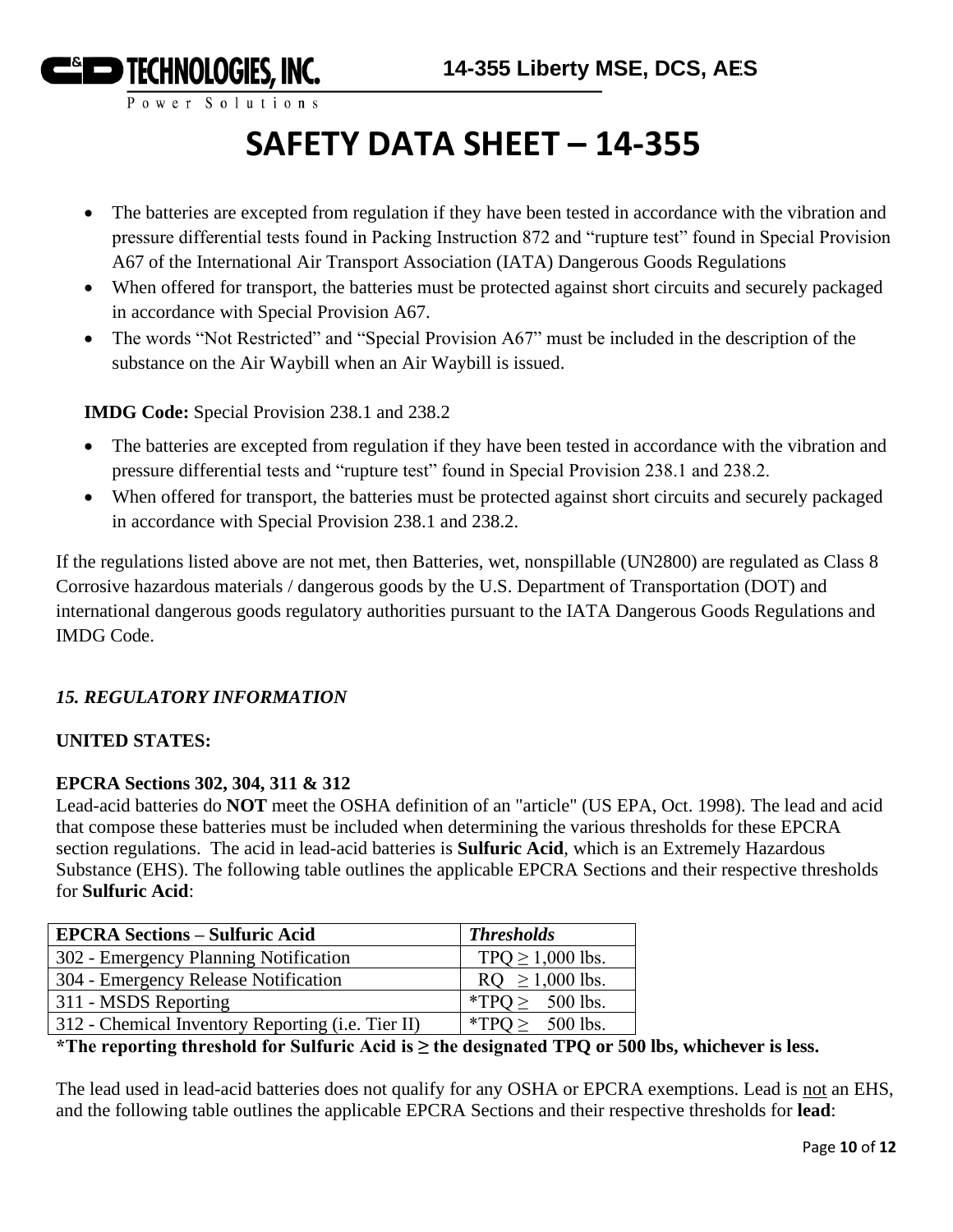# SAFETY DATA SHEET – 14-355

- The batteries are excepted from regulation if they have been tested in accordance with the vibration and pressure differential tests found in Packing Instruction 872 and "rupture test" found in Special Provision A67 of the International Air Transport Association (IATA) Dangerous Goods Regulations
- When offered for transport, the batteries must be protected against short circuits and securely packaged in accordance with Special Provision A67.
- The words "Not Restricted" and "Special Provision A67" must be included in the description of the substance on the Air Waybill when an Air Waybill is issued.

**IMDG Code:** Special Provision 238.1 and 238.2

- The batteries are excepted from regulation if they have been tested in accordance with the vibration and pressure differential tests and "rupture test" found in Special Provision 238.1 and 238.2.
- When offered for transport, the batteries must be protected against short circuits and securely packaged in accordance with Special Provision 238.1 and 238.2.

If the regulations listed above are not met, then Batteries, wet, nonspillable (UN2800) are regulated as Class 8 Corrosive hazardous materials / dangerous goods by the U.S. Department of Transportation (DOT) and international dangerous goods regulatory authorities pursuant to the IATA Dangerous Goods Regulations and IMDG Code.

## *15. REGULATORY INFORMATION*

**UNITED STATES:**

**EPCRA Sections 302, 304, 311 & 312**

Lead-acid batteries do **NOT** meet the OSHA definition of an "article" (US EPA, Oct. 1998). The lead and acid that compose these batteries must be included when determining the various thresholds for these EPCRA section regulations. The acid in lead-acid batteries is **Sulfuric Acid**, which is an Extremely Hazardous Substance (EHS). The following table outlines the applicable EPCRA Sections and their respective thresholds for **Sulfuric Acid**:

| **EPCRA Sections – Sulfuric Acid** | ***Thresholds*** |
|---|---|
| 302 - Emergency Planning Notification | TPQ ≥ 1,000 lbs. |
| 304 - Emergency Release Notification | RQ ≥ 1,000 lbs. |
| 311 - MSDS Reporting | *TPQ ≥ 500 lbs. |
| 312 - Chemical Inventory Reporting (i.e. Tier II) | *TPQ ≥ 500 lbs. |

***The reporting threshold for Sulfuric Acid is ≥ the designated TPQ or 500 lbs, whichever is less.**

The lead used in lead-acid batteries does not qualify for any OSHA or EPCRA exemptions. Lead is not an EHS, and the following table outlines the applicable EPCRA Sections and their respective thresholds for **lead**: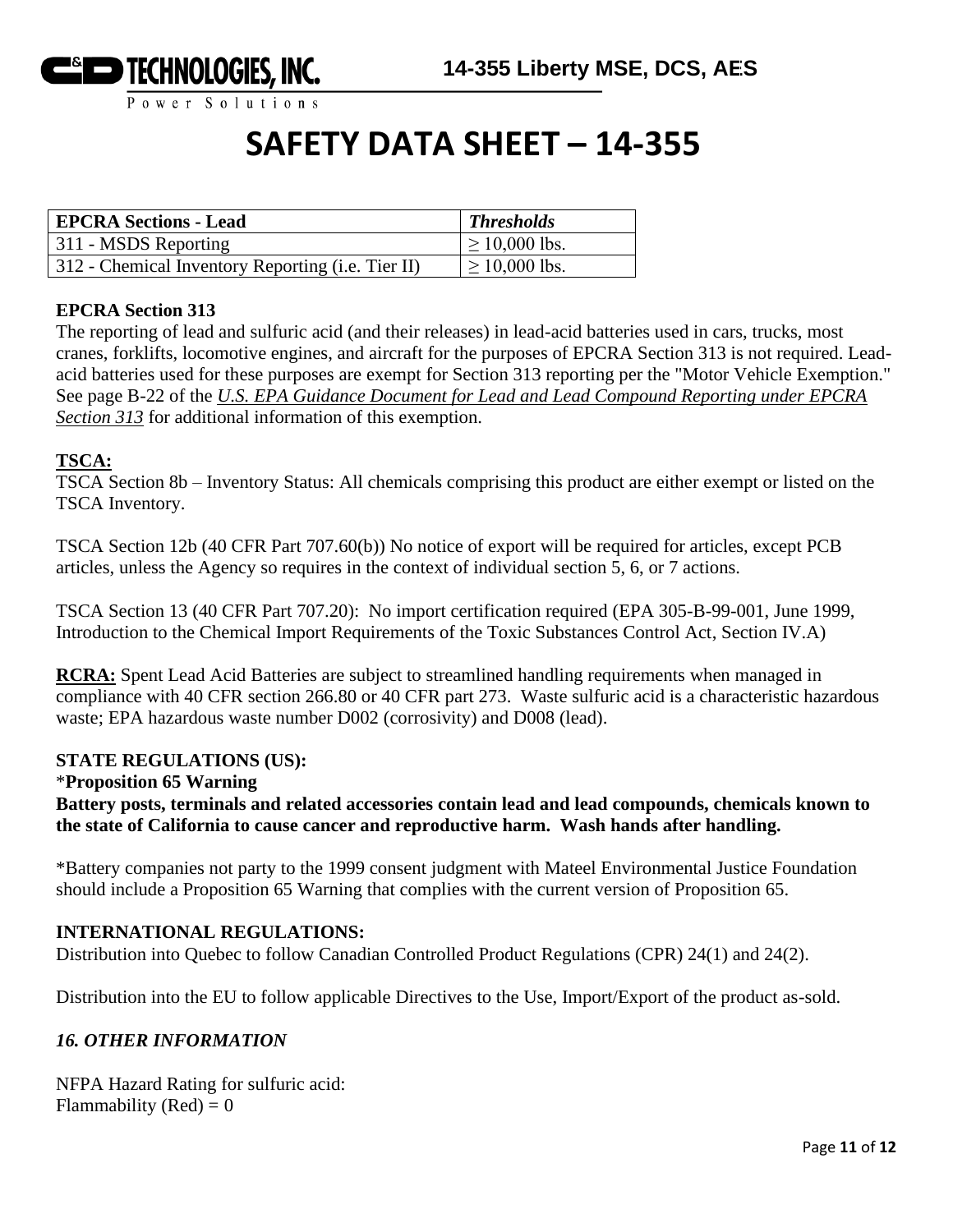| EPCRA Sections - Lead | *Thresholds* |
|---|---|
| 311 - MSDS Reporting | ≥ 10,000 lbs. |
| 312 - Chemical Inventory Reporting (i.e. Tier II) | ≥ 10,000 lbs. |

**EPCRA Section 313**

The reporting of lead and sulfuric acid (and their releases) in lead-acid batteries used in cars, trucks, most cranes, forklifts, locomotive engines, and aircraft for the purposes of EPCRA Section 313 is not required. Lead-acid batteries used for these purposes are exempt for Section 313 reporting per the "Motor Vehicle Exemption." See page B-22 of the *U.S. EPA Guidance Document for Lead and Lead Compound Reporting under EPCRA Section 313* for additional information of this exemption.

**TSCA:**

TSCA Section 8b – Inventory Status: All chemicals comprising this product are either exempt or listed on the TSCA Inventory.

TSCA Section 12b (40 CFR Part 707.60(b)) No notice of export will be required for articles, except PCB articles, unless the Agency so requires in the context of individual section 5, 6, or 7 actions.

TSCA Section 13 (40 CFR Part 707.20): No import certification required (EPA 305-B-99-001, June 1999, Introduction to the Chemical Import Requirements of the Toxic Substances Control Act, Section IV.A)

**RCRA:** Spent Lead Acid Batteries are subject to streamlined handling requirements when managed in compliance with 40 CFR section 266.80 or 40 CFR part 273. Waste sulfuric acid is a characteristic hazardous waste; EPA hazardous waste number D002 (corrosivity) and D008 (lead).

**STATE REGULATIONS (US):**

\***Proposition 65 Warning**

**Battery posts, terminals and related accessories contain lead and lead compounds, chemicals known to the state of California to cause cancer and reproductive harm. Wash hands after handling.**

*Battery companies not party to the 1999 consent judgment with Mateel Environmental Justice Foundation should include a Proposition 65 Warning that complies with the current version of Proposition 65.

**INTERNATIONAL REGULATIONS:**

Distribution into Quebec to follow Canadian Controlled Product Regulations (CPR) 24(1) and 24(2).

Distribution into the EU to follow applicable Directives to the Use, Import/Export of the product as-sold.

### *16. OTHER INFORMATION*

NFPA Hazard Rating for sulfuric acid:
Flammability (Red) = 0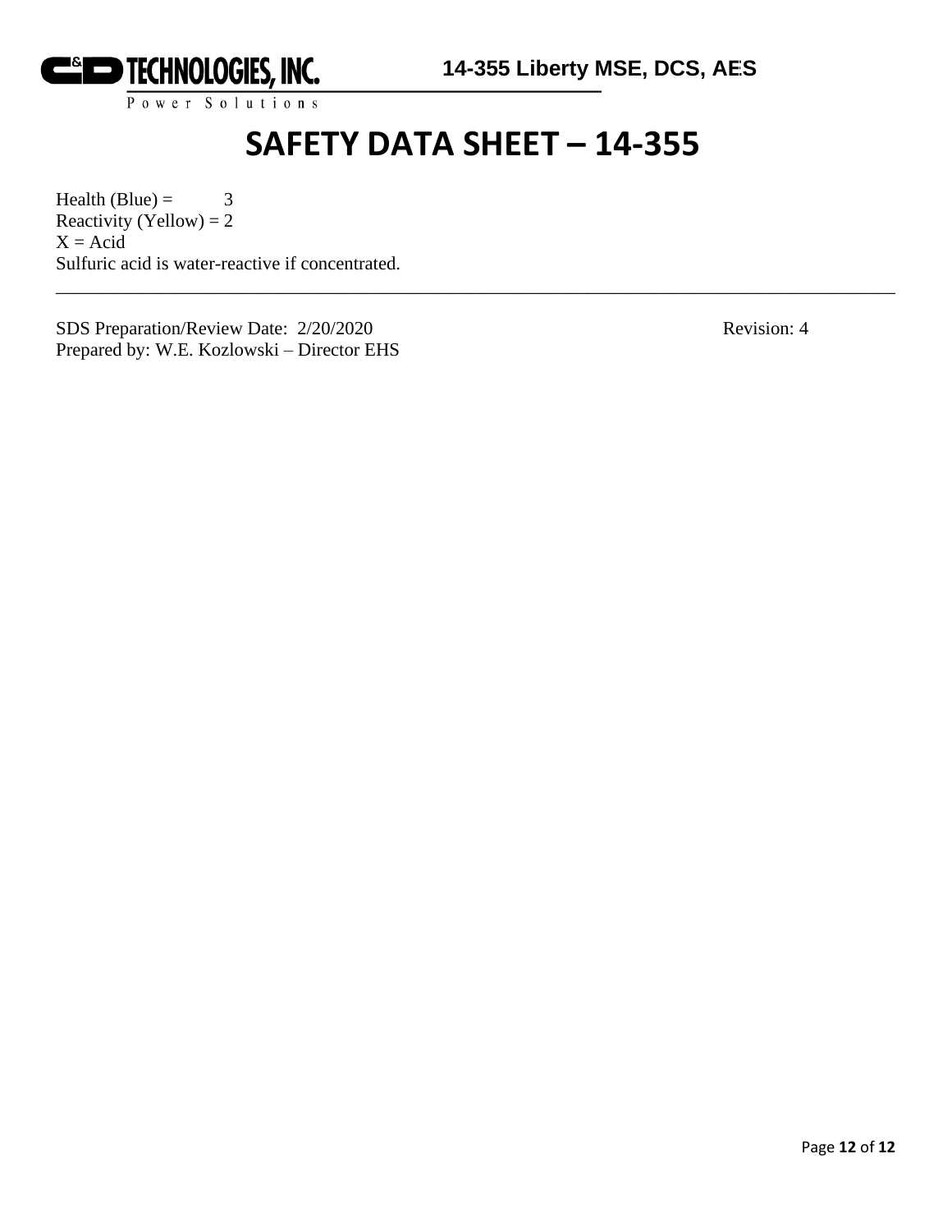# SAFETY DATA SHEET – 14-355

Health (Blue) = 3
Reactivity (Yellow) = 2
X = Acid
Sulfuric acid is water-reactive if concentrated.

---

SDS Preparation/Review Date: 2/20/2020 Revision: 4
Prepared by: W.E. Kozlowski – Director EHS